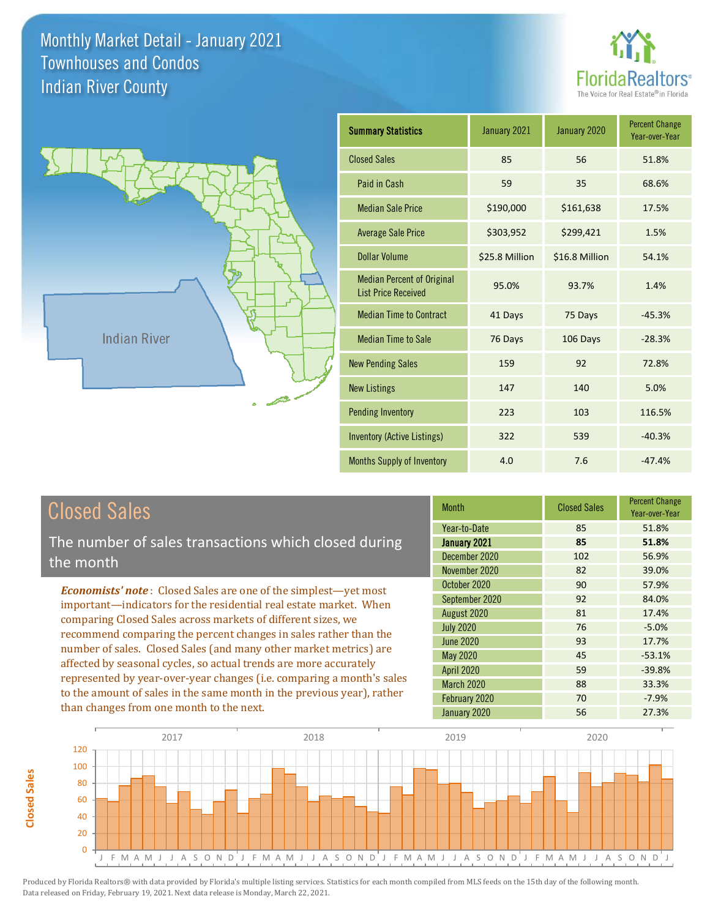# Monthly Market Detail - January 2021
## Townhouses and Condos
## Indian River County

Indian River

| Summary Statistics | January 2021 | January 2020 | Percent Change Year-over-Year |
|---|---|---|---|
| Closed Sales | 85 | 56 | 51.8% |
| Paid in Cash | 59 | 35 | 68.6% |
| Median Sale Price | $190,000 | $161,638 | 17.5% |
| Average Sale Price | $303,952 | $299,421 | 1.5% |
| Dollar Volume | $25.8 Million | $16.8 Million | 54.1% |
| Median Percent of Original List Price Received | 95.0% | 93.7% | 1.4% |
| Median Time to Contract | 41 Days | 75 Days | -45.3% |
| Median Time to Sale | 76 Days | 106 Days | -28.3% |
| New Pending Sales | 159 | 92 | 72.8% |
| New Listings | 147 | 140 | 5.0% |
| Pending Inventory | 223 | 103 | 116.5% |
| Inventory (Active Listings) | 322 | 539 | -40.3% |
| Months Supply of Inventory | 4.0 | 7.6 | -47.4% |

## Closed Sales

The number of sales transactions which closed during the month

*Economists' note*: Closed Sales are one of the simplest—yet most important—indicators for the residential real estate market. When comparing Closed Sales across markets of different sizes, we recommend comparing the percent changes in sales rather than the number of sales. Closed Sales (and many other market metrics) are affected by seasonal cycles, so actual trends are more accurately represented by year-over-year changes (i.e. comparing a month's sales to the amount of sales in the same month in the previous year), rather than changes from one month to the next.

| Month | Closed Sales | Percent Change Year-over-Year |
|---|---|---|
| Year-to-Date | 85 | 51.8% |
| **January 2021** | **85** | **51.8%** |
| December 2020 | 102 | 56.9% |
| November 2020 | 82 | 39.0% |
| October 2020 | 90 | 57.9% |
| September 2020 | 92 | 84.0% |
| August 2020 | 81 | 17.4% |
| July 2020 | 76 | -5.0% |
| June 2020 | 93 | 17.7% |
| May 2020 | 45 | -53.1% |
| April 2020 | 59 | -39.8% |
| March 2020 | 88 | 33.3% |
| February 2020 | 70 | -7.9% |
| January 2020 | 56 | 27.3% |

Produced by Florida Realtors® with data provided by Florida's multiple listing services. Statistics for each month compiled from MLS feeds on the 15th day of the following month. Data released on Friday, February 19, 2021. Next data release is Monday, March 22, 2021.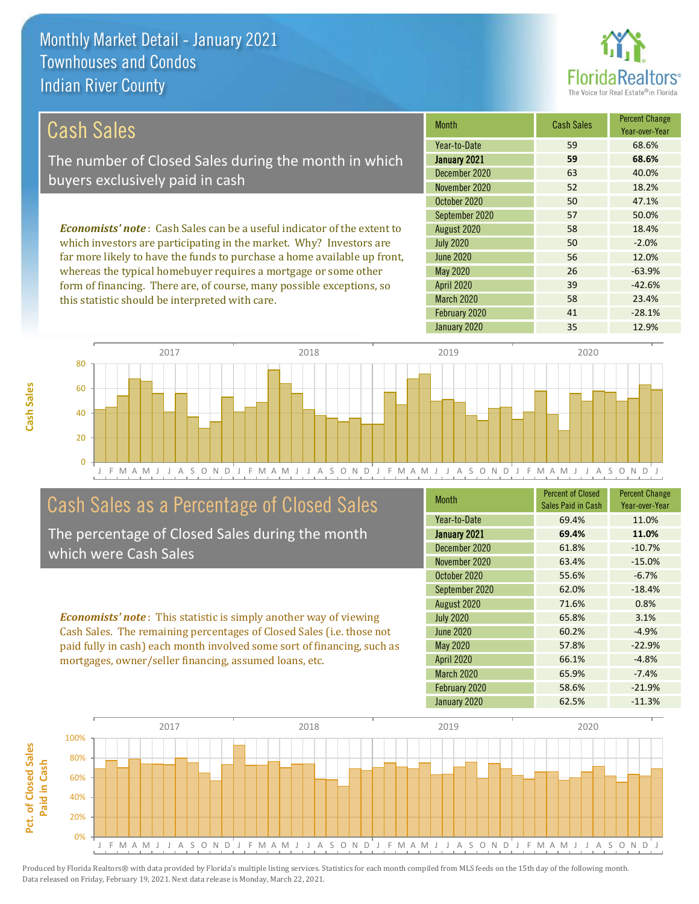# Monthly Market Detail - January 2021
## Townhouses and Condos
## Indian River County

## Cash Sales

The number of Closed Sales during the month in which buyers exclusively paid in cash

*Economists' note*: Cash Sales can be a useful indicator of the extent to which investors are participating in the market. Why? Investors are far more likely to have the funds to purchase a home available up front, whereas the typical homebuyer requires a mortgage or some other form of financing. There are, of course, many possible exceptions, so this statistic should be interpreted with care.

| Month | Cash Sales | Percent Change Year-over-Year |
|---|---|---|
| Year-to-Date | 59 | 68.6% |
| **January 2021** | **59** | **68.6%** |
| December 2020 | 63 | 40.0% |
| November 2020 | 52 | 18.2% |
| October 2020 | 50 | 47.1% |
| September 2020 | 57 | 50.0% |
| August 2020 | 58 | 18.4% |
| July 2020 | 50 | -2.0% |
| June 2020 | 56 | 12.0% |
| May 2020 | 26 | -63.9% |
| April 2020 | 39 | -42.6% |
| March 2020 | 58 | 23.4% |
| February 2020 | 41 | -28.1% |
| January 2020 | 35 | 12.9% |

## Cash Sales as a Percentage of Closed Sales

The percentage of Closed Sales during the month which were Cash Sales

*Economists' note*: This statistic is simply another way of viewing Cash Sales. The remaining percentages of Closed Sales (i.e. those not paid fully in cash) each month involved some sort of financing, such as mortgages, owner/seller financing, assumed loans, etc.

| Month | Percent of Closed Sales Paid in Cash | Percent Change Year-over-Year |
|---|---|---|
| Year-to-Date | 69.4% | 11.0% |
| **January 2021** | **69.4%** | **11.0%** |
| December 2020 | 61.8% | -10.7% |
| November 2020 | 63.4% | -15.0% |
| October 2020 | 55.6% | -6.7% |
| September 2020 | 62.0% | -18.4% |
| August 2020 | 71.6% | 0.8% |
| July 2020 | 65.8% | 3.1% |
| June 2020 | 60.2% | -4.9% |
| May 2020 | 57.8% | -22.9% |
| April 2020 | 66.1% | -4.8% |
| March 2020 | 65.9% | -7.4% |
| February 2020 | 58.6% | -21.9% |
| January 2020 | 62.5% | -11.3% |

Produced by Florida Realtors® with data provided by Florida's multiple listing services. Statistics for each month compiled from MLS feeds on the 15th day of the following month. Data released on Friday, February 19, 2021. Next data release is Monday, March 22, 2021.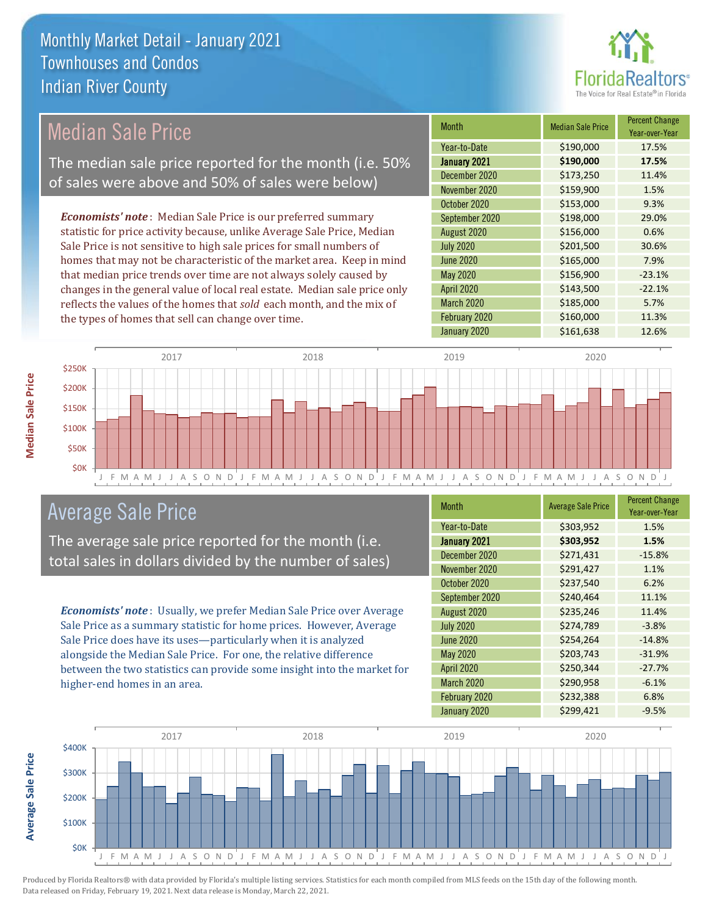# Monthly Market Detail - January 2021
## Townhouses and Condos
## Indian River County

## Median Sale Price

The median sale price reported for the month (i.e. 50% of sales were above and 50% of sales were below)

*Economists' note*: Median Sale Price is our preferred summary statistic for price activity because, unlike Average Sale Price, Median Sale Price is not sensitive to high sale prices for small numbers of homes that may not be characteristic of the market area. Keep in mind that median price trends over time are not always solely caused by changes in the general value of local real estate. Median sale price only reflects the values of the homes that *sold* each month, and the mix of the types of homes that sell can change over time.

| Month | Median Sale Price | Percent Change Year-over-Year |
|---|---|---|
| Year-to-Date | $190,000 | 17.5% |
| **January 2021** | **$190,000** | **17.5%** |
| December 2020 | $173,250 | 11.4% |
| November 2020 | $159,900 | 1.5% |
| October 2020 | $153,000 | 9.3% |
| September 2020 | $198,000 | 29.0% |
| August 2020 | $156,000 | 0.6% |
| July 2020 | $201,500 | 30.6% |
| June 2020 | $165,000 | 7.9% |
| May 2020 | $156,900 | -23.1% |
| April 2020 | $143,500 | -22.1% |
| March 2020 | $185,000 | 5.7% |
| February 2020 | $160,000 | 11.3% |
| January 2020 | $161,638 | 12.6% |

## Average Sale Price

The average sale price reported for the month (i.e. total sales in dollars divided by the number of sales)

*Economists' note*: Usually, we prefer Median Sale Price over Average Sale Price as a summary statistic for home prices. However, Average Sale Price does have its uses—particularly when it is analyzed alongside the Median Sale Price. For one, the relative difference between the two statistics can provide some insight into the market for higher-end homes in an area.

| Month | Average Sale Price | Percent Change Year-over-Year |
|---|---|---|
| Year-to-Date | $303,952 | 1.5% |
| **January 2021** | **$303,952** | **1.5%** |
| December 2020 | $271,431 | -15.8% |
| November 2020 | $291,427 | 1.1% |
| October 2020 | $237,540 | 6.2% |
| September 2020 | $240,464 | 11.1% |
| August 2020 | $235,246 | 11.4% |
| July 2020 | $274,789 | -3.8% |
| June 2020 | $254,264 | -14.8% |
| May 2020 | $203,743 | -31.9% |
| April 2020 | $250,344 | -27.7% |
| March 2020 | $290,958 | -6.1% |
| February 2020 | $232,388 | 6.8% |
| January 2020 | $299,421 | -9.5% |

Produced by Florida Realtors® with data provided by Florida's multiple listing services. Statistics for each month compiled from MLS feeds on the 15th day of the following month. Data released on Friday, February 19, 2021. Next data release is Monday, March 22, 2021.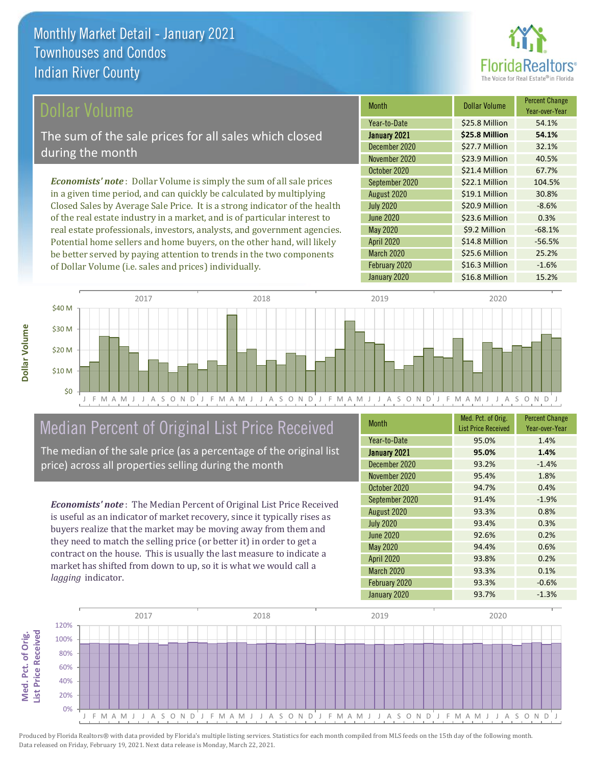# Monthly Market Detail - January 2021
## Townhouses and Condos
## Indian River County

## Dollar Volume

The sum of the sale prices for all sales which closed during the month

*Economists' note*: Dollar Volume is simply the sum of all sale prices in a given time period, and can quickly be calculated by multiplying Closed Sales by Average Sale Price. It is a strong indicator of the health of the real estate industry in a market, and is of particular interest to real estate professionals, investors, analysts, and government agencies. Potential home sellers and home buyers, on the other hand, will likely be better served by paying attention to trends in the two components of Dollar Volume (i.e. sales and prices) individually.

| Month | Dollar Volume | Percent Change Year-over-Year |
|---|---|---|
| Year-to-Date | $25.8 Million | 54.1% |
| **January 2021** | **$25.8 Million** | **54.1%** |
| December 2020 | $27.7 Million | 32.1% |
| November 2020 | $23.9 Million | 40.5% |
| October 2020 | $21.4 Million | 67.7% |
| September 2020 | $22.1 Million | 104.5% |
| August 2020 | $19.1 Million | 30.8% |
| July 2020 | $20.9 Million | -8.6% |
| June 2020 | $23.6 Million | 0.3% |
| May 2020 | $9.2 Million | -68.1% |
| April 2020 | $14.8 Million | -56.5% |
| March 2020 | $25.6 Million | 25.2% |
| February 2020 | $16.3 Million | -1.6% |
| January 2020 | $16.8 Million | 15.2% |

## Median Percent of Original List Price Received

The median of the sale price (as a percentage of the original list price) across all properties selling during the month

*Economists' note*: The Median Percent of Original List Price Received is useful as an indicator of market recovery, since it typically rises as buyers realize that the market may be moving away from them and they need to match the selling price (or better it) in order to get a contract on the house. This is usually the last measure to indicate a market has shifted from down to up, so it is what we would call a *lagging* indicator.

| Month | Med. Pct. of Orig. List Price Received | Percent Change Year-over-Year |
|---|---|---|
| Year-to-Date | 95.0% | 1.4% |
| **January 2021** | **95.0%** | **1.4%** |
| December 2020 | 93.2% | -1.4% |
| November 2020 | 95.4% | 1.8% |
| October 2020 | 94.7% | 0.4% |
| September 2020 | 91.4% | -1.9% |
| August 2020 | 93.3% | 0.8% |
| July 2020 | 93.4% | 0.3% |
| June 2020 | 92.6% | 0.2% |
| May 2020 | 94.4% | 0.6% |
| April 2020 | 93.8% | 0.2% |
| March 2020 | 93.3% | 0.1% |
| February 2020 | 93.3% | -0.6% |
| January 2020 | 93.7% | -1.3% |

Produced by Florida Realtors® with data provided by Florida's multiple listing services. Statistics for each month compiled from MLS feeds on the 15th day of the following month. Data released on Friday, February 19, 2021. Next data release is Monday, March 22, 2021.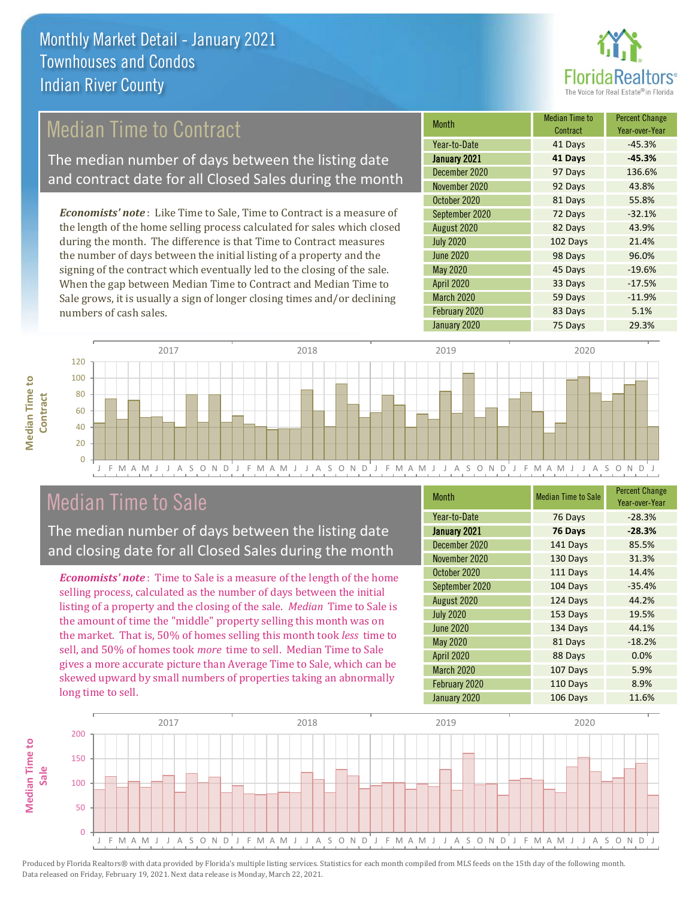# Monthly Market Detail - January 2021
## Townhouses and Condos
## Indian River County

## Median Time to Contract

The median number of days between the listing date and contract date for all Closed Sales during the month

*Economists' note*: Like Time to Sale, Time to Contract is a measure of the length of the home selling process calculated for sales which closed during the month. The difference is that Time to Contract measures the number of days between the initial listing of a property and the signing of the contract which eventually led to the closing of the sale. When the gap between Median Time to Contract and Median Time to Sale grows, it is usually a sign of longer closing times and/or declining numbers of cash sales.

| Month | Median Time to Contract | Percent Change Year-over-Year |
|---|---|---|
| Year-to-Date | 41 Days | -45.3% |
| **January 2021** | **41 Days** | **-45.3%** |
| December 2020 | 97 Days | 136.6% |
| November 2020 | 92 Days | 43.8% |
| October 2020 | 81 Days | 55.8% |
| September 2020 | 72 Days | -32.1% |
| August 2020 | 82 Days | 43.9% |
| July 2020 | 102 Days | 21.4% |
| June 2020 | 98 Days | 96.0% |
| May 2020 | 45 Days | -19.6% |
| April 2020 | 33 Days | -17.5% |
| March 2020 | 59 Days | -11.9% |
| February 2020 | 83 Days | 5.1% |
| January 2020 | 75 Days | 29.3% |

## Median Time to Sale

The median number of days between the listing date and closing date for all Closed Sales during the month

*Economists' note*: Time to Sale is a measure of the length of the home selling process, calculated as the number of days between the initial listing of a property and the closing of the sale. *Median* Time to Sale is the amount of time the "middle" property selling this month was on the market. That is, 50% of homes selling this month took *less* time to sell, and 50% of homes took *more* time to sell. Median Time to Sale gives a more accurate picture than Average Time to Sale, which can be skewed upward by small numbers of properties taking an abnormally long time to sell.

| Month | Median Time to Sale | Percent Change Year-over-Year |
|---|---|---|
| Year-to-Date | 76 Days | -28.3% |
| **January 2021** | **76 Days** | **-28.3%** |
| December 2020 | 141 Days | 85.5% |
| November 2020 | 130 Days | 31.3% |
| October 2020 | 111 Days | 14.4% |
| September 2020 | 104 Days | -35.4% |
| August 2020 | 124 Days | 44.2% |
| July 2020 | 153 Days | 19.5% |
| June 2020 | 134 Days | 44.1% |
| May 2020 | 81 Days | -18.2% |
| April 2020 | 88 Days | 0.0% |
| March 2020 | 107 Days | 5.9% |
| February 2020 | 110 Days | 8.9% |
| January 2020 | 106 Days | 11.6% |

Produced by Florida Realtors® with data provided by Florida's multiple listing services. Statistics for each month compiled from MLS feeds on the 15th day of the following month. Data released on Friday, February 19, 2021. Next data release is Monday, March 22, 2021.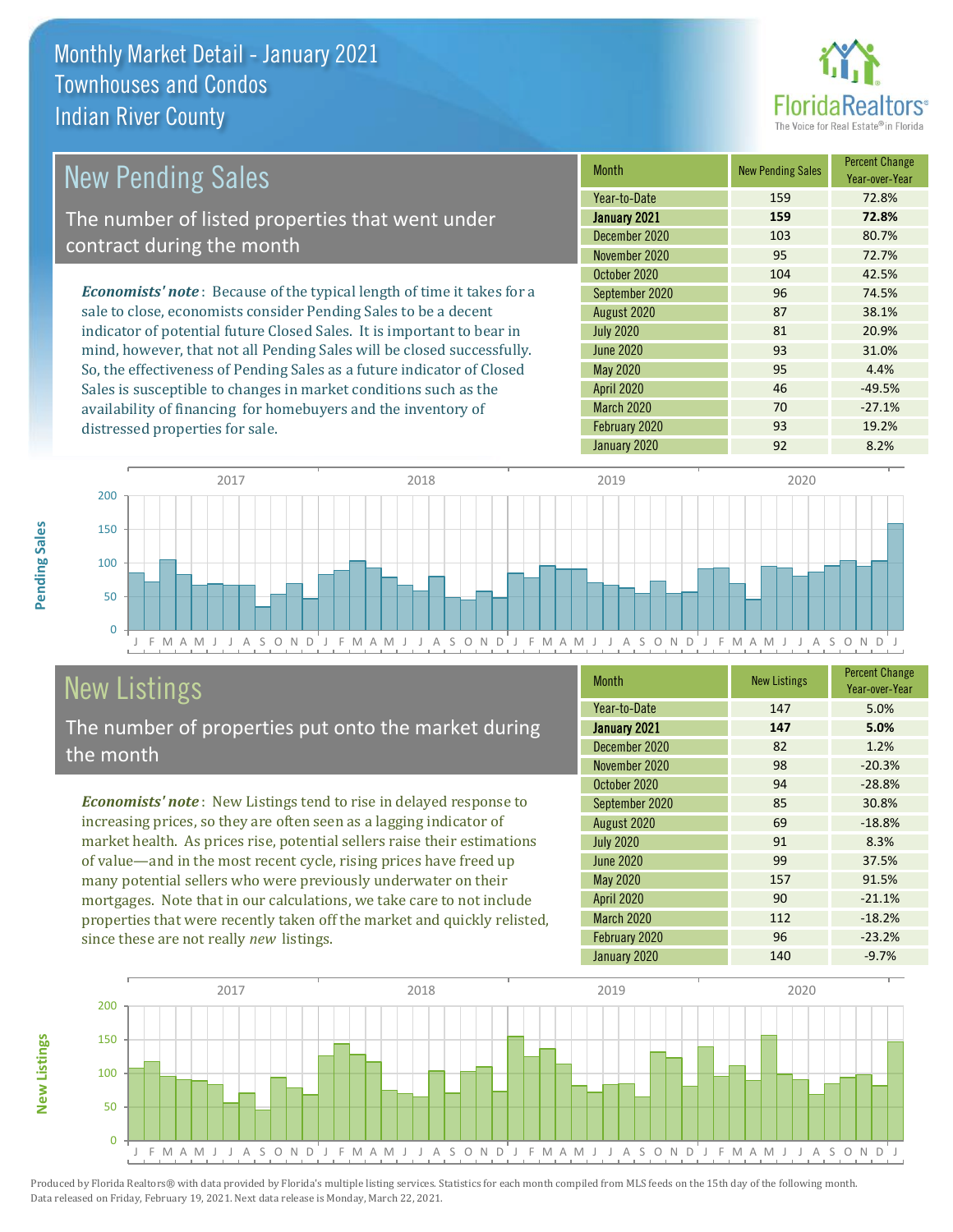# Monthly Market Detail - January 2021
## Townhouses and Condos
## Indian River County

## New Pending Sales

The number of listed properties that went under contract during the month

*Economists' note*: Because of the typical length of time it takes for a sale to close, economists consider Pending Sales to be a decent indicator of potential future Closed Sales. It is important to bear in mind, however, that not all Pending Sales will be closed successfully. So, the effectiveness of Pending Sales as a future indicator of Closed Sales is susceptible to changes in market conditions such as the availability of financing for homebuyers and the inventory of distressed properties for sale.

| Month | New Pending Sales | Percent Change Year-over-Year |
|---|---|---|
| Year-to-Date | 159 | 72.8% |
| **January 2021** | **159** | **72.8%** |
| December 2020 | 103 | 80.7% |
| November 2020 | 95 | 72.7% |
| October 2020 | 104 | 42.5% |
| September 2020 | 96 | 74.5% |
| August 2020 | 87 | 38.1% |
| July 2020 | 81 | 20.9% |
| June 2020 | 93 | 31.0% |
| May 2020 | 95 | 4.4% |
| April 2020 | 46 | -49.5% |
| March 2020 | 70 | -27.1% |
| February 2020 | 93 | 19.2% |
| January 2020 | 92 | 8.2% |

## New Listings

The number of properties put onto the market during the month

*Economists' note*: New Listings tend to rise in delayed response to increasing prices, so they are often seen as a lagging indicator of market health. As prices rise, potential sellers raise their estimations of value—and in the most recent cycle, rising prices have freed up many potential sellers who were previously underwater on their mortgages. Note that in our calculations, we take care to not include properties that were recently taken off the market and quickly relisted, since these are not really *new* listings.

| Month | New Listings | Percent Change Year-over-Year |
|---|---|---|
| Year-to-Date | 147 | 5.0% |
| **January 2021** | **147** | **5.0%** |
| December 2020 | 82 | 1.2% |
| November 2020 | 98 | -20.3% |
| October 2020 | 94 | -28.8% |
| September 2020 | 85 | 30.8% |
| August 2020 | 69 | -18.8% |
| July 2020 | 91 | 8.3% |
| June 2020 | 99 | 37.5% |
| May 2020 | 157 | 91.5% |
| April 2020 | 90 | -21.1% |
| March 2020 | 112 | -18.2% |
| February 2020 | 96 | -23.2% |
| January 2020 | 140 | -9.7% |

Produced by Florida Realtors® with data provided by Florida's multiple listing services. Statistics for each month compiled from MLS feeds on the 15th day of the following month. Data released on Friday, February 19, 2021. Next data release is Monday, March 22, 2021.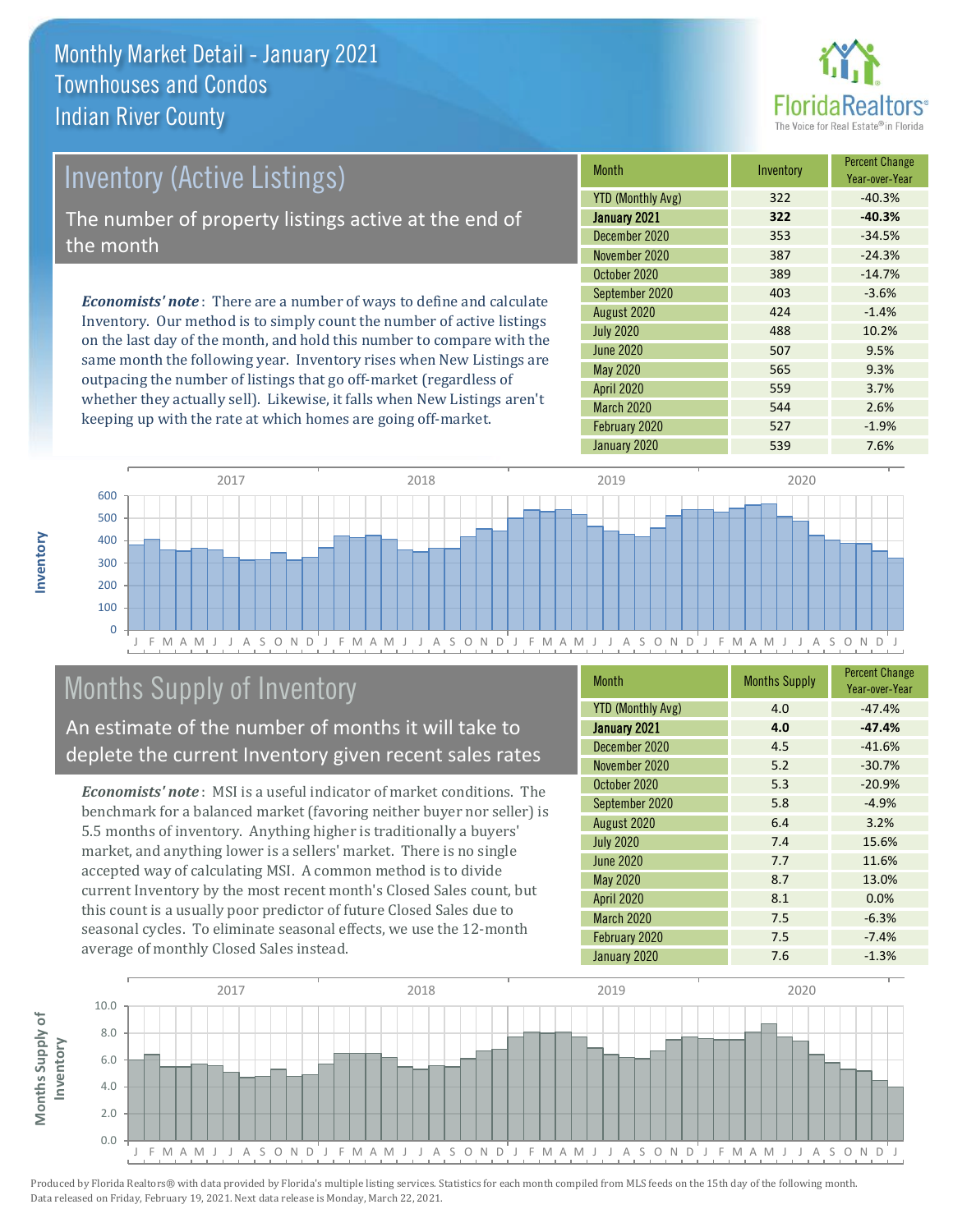# Monthly Market Detail - January 2021
## Townhouses and Condos
## Indian River County

## Inventory (Active Listings)

The number of property listings active at the end of the month

*Economists' note*: There are a number of ways to define and calculate Inventory. Our method is to simply count the number of active listings on the last day of the month, and hold this number to compare with the same month the following year. Inventory rises when New Listings are outpacing the number of listings that go off-market (regardless of whether they actually sell). Likewise, it falls when New Listings aren't keeping up with the rate at which homes are going off-market.

| Month | Inventory | Percent Change Year-over-Year |
|---|---|---|
| YTD (Monthly Avg) | 322 | -40.3% |
| **January 2021** | **322** | **-40.3%** |
| December 2020 | 353 | -34.5% |
| November 2020 | 387 | -24.3% |
| October 2020 | 389 | -14.7% |
| September 2020 | 403 | -3.6% |
| August 2020 | 424 | -1.4% |
| July 2020 | 488 | 10.2% |
| June 2020 | 507 | 9.5% |
| May 2020 | 565 | 9.3% |
| April 2020 | 559 | 3.7% |
| March 2020 | 544 | 2.6% |
| February 2020 | 527 | -1.9% |
| January 2020 | 539 | 7.6% |

## Months Supply of Inventory

An estimate of the number of months it will take to deplete the current Inventory given recent sales rates

*Economists' note*: MSI is a useful indicator of market conditions. The benchmark for a balanced market (favoring neither buyer nor seller) is 5.5 months of inventory. Anything higher is traditionally a buyers' market, and anything lower is a sellers' market. There is no single accepted way of calculating MSI. A common method is to divide current Inventory by the most recent month's Closed Sales count, but this count is a usually poor predictor of future Closed Sales due to seasonal cycles. To eliminate seasonal effects, we use the 12-month average of monthly Closed Sales instead.

| Month | Months Supply | Percent Change Year-over-Year |
|---|---|---|
| YTD (Monthly Avg) | 4.0 | -47.4% |
| **January 2021** | **4.0** | **-47.4%** |
| December 2020 | 4.5 | -41.6% |
| November 2020 | 5.2 | -30.7% |
| October 2020 | 5.3 | -20.9% |
| September 2020 | 5.8 | -4.9% |
| August 2020 | 6.4 | 3.2% |
| July 2020 | 7.4 | 15.6% |
| June 2020 | 7.7 | 11.6% |
| May 2020 | 8.7 | 13.0% |
| April 2020 | 8.1 | 0.0% |
| March 2020 | 7.5 | -6.3% |
| February 2020 | 7.5 | -7.4% |
| January 2020 | 7.6 | -1.3% |

Produced by Florida Realtors® with data provided by Florida's multiple listing services. Statistics for each month compiled from MLS feeds on the 15th day of the following month. Data released on Friday, February 19, 2021. Next data release is Monday, March 22, 2021.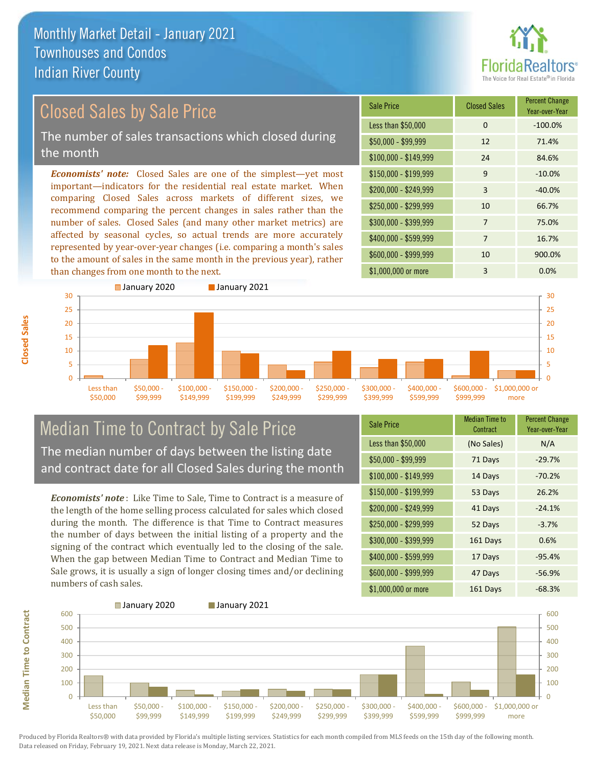# Monthly Market Detail - January 2021
## Townhouses and Condos
## Indian River County

## Closed Sales by Sale Price

The number of sales transactions which closed during the month

*Economists' note:* Closed Sales are one of the simplest—yet most important—indicators for the residential real estate market. When comparing Closed Sales across markets of different sizes, we recommend comparing the percent changes in sales rather than the number of sales. Closed Sales (and many other market metrics) are affected by seasonal cycles, so actual trends are more accurately represented by year-over-year changes (i.e. comparing a month's sales to the amount of sales in the same month in the previous year), rather than changes from one month to the next.

| Sale Price | Closed Sales | Percent Change Year-over-Year |
|---|---|---|
| Less than $50,000 | 0 | -100.0% |
| $50,000 - $99,999 | 12 | 71.4% |
| $100,000 - $149,999 | 24 | 84.6% |
| $150,000 - $199,999 | 9 | -10.0% |
| $200,000 - $249,999 | 3 | -40.0% |
| $250,000 - $299,999 | 10 | 66.7% |
| $300,000 - $399,999 | 7 | 75.0% |
| $400,000 - $599,999 | 7 | 16.7% |
| $600,000 - $999,999 | 10 | 900.0% |
| $1,000,000 or more | 3 | 0.0% |

## Median Time to Contract by Sale Price

The median number of days between the listing date and contract date for all Closed Sales during the month

*Economists' note*: Like Time to Sale, Time to Contract is a measure of the length of the home selling process calculated for sales which closed during the month. The difference is that Time to Contract measures the number of days between the initial listing of a property and the signing of the contract which eventually led to the closing of the sale. When the gap between Median Time to Contract and Median Time to Sale grows, it is usually a sign of longer closing times and/or declining numbers of cash sales.

| Sale Price | Median Time to Contract | Percent Change Year-over-Year |
|---|---|---|
| Less than $50,000 | (No Sales) | N/A |
| $50,000 - $99,999 | 71 Days | -29.7% |
| $100,000 - $149,999 | 14 Days | -70.2% |
| $150,000 - $199,999 | 53 Days | 26.2% |
| $200,000 - $249,999 | 41 Days | -24.1% |
| $250,000 - $299,999 | 52 Days | -3.7% |
| $300,000 - $399,999 | 161 Days | 0.6% |
| $400,000 - $599,999 | 17 Days | -95.4% |
| $600,000 - $999,999 | 47 Days | -56.9% |
| $1,000,000 or more | 161 Days | -68.3% |

Produced by Florida Realtors® with data provided by Florida's multiple listing services. Statistics for each month compiled from MLS feeds on the 15th day of the following month. Data released on Friday, February 19, 2021. Next data release is Monday, March 22, 2021.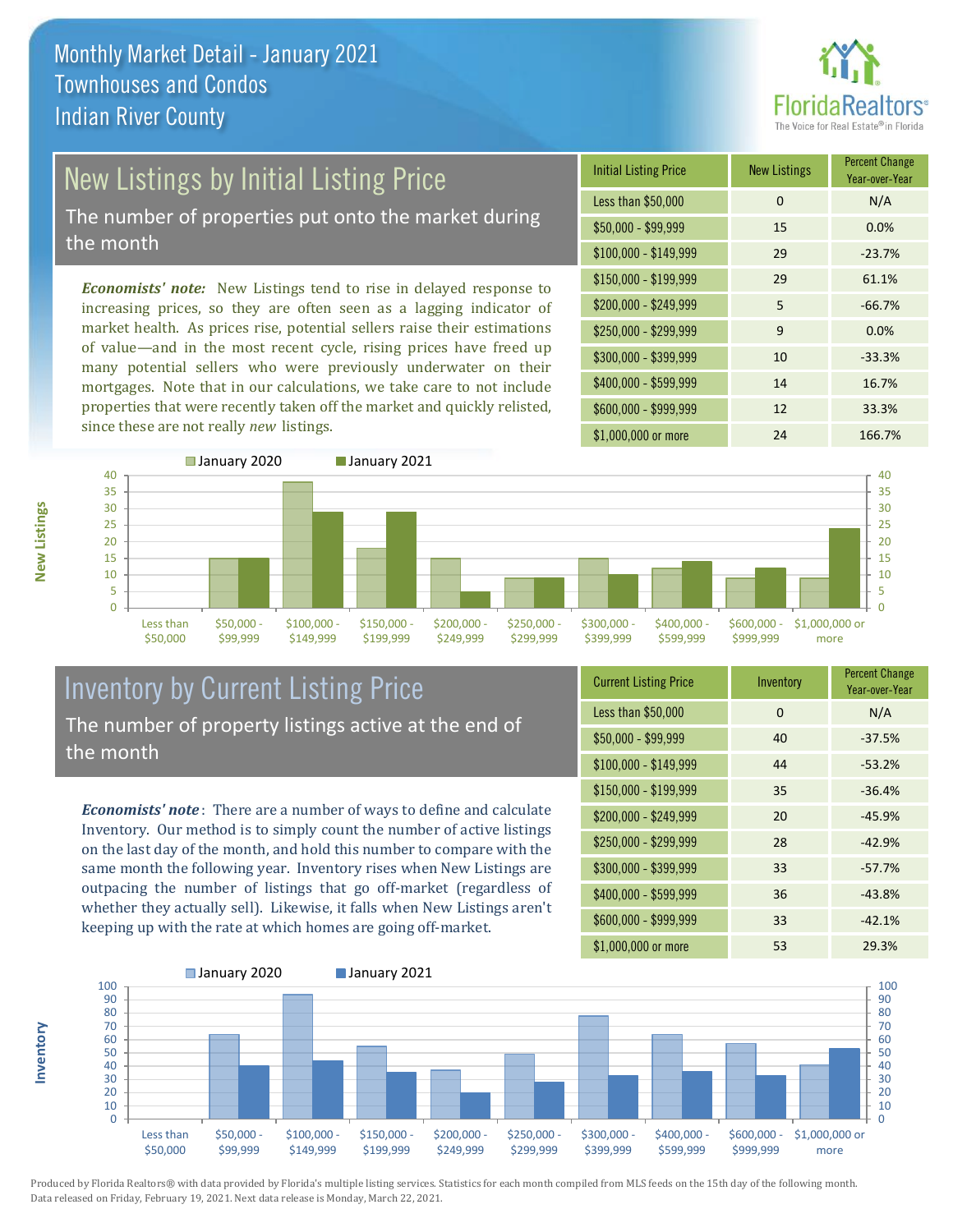# Monthly Market Detail - January 2021
## Townhouses and Condos
## Indian River County

## New Listings by Initial Listing Price

The number of properties put onto the market during the month

*Economists' note:* New Listings tend to rise in delayed response to increasing prices, so they are often seen as a lagging indicator of market health. As prices rise, potential sellers raise their estimations of value—and in the most recent cycle, rising prices have freed up many potential sellers who were previously underwater on their mortgages. Note that in our calculations, we take care to not include properties that were recently taken off the market and quickly relisted, since these are not really *new* listings.

| Initial Listing Price | New Listings | Percent Change Year-over-Year |
|---|---|---|
| Less than $50,000 | 0 | N/A |
| $50,000 - $99,999 | 15 | 0.0% |
| $100,000 - $149,999 | 29 | -23.7% |
| $150,000 - $199,999 | 29 | 61.1% |
| $200,000 - $249,999 | 5 | -66.7% |
| $250,000 - $299,999 | 9 | 0.0% |
| $300,000 - $399,999 | 10 | -33.3% |
| $400,000 - $599,999 | 14 | 16.7% |
| $600,000 - $999,999 | 12 | 33.3% |
| $1,000,000 or more | 24 | 166.7% |

## Inventory by Current Listing Price

The number of property listings active at the end of the month

*Economists' note*: There are a number of ways to define and calculate Inventory. Our method is to simply count the number of active listings on the last day of the month, and hold this number to compare with the same month the following year. Inventory rises when New Listings are outpacing the number of listings that go off-market (regardless of whether they actually sell). Likewise, it falls when New Listings aren't keeping up with the rate at which homes are going off-market.

| Current Listing Price | Inventory | Percent Change Year-over-Year |
|---|---|---|
| Less than $50,000 | 0 | N/A |
| $50,000 - $99,999 | 40 | -37.5% |
| $100,000 - $149,999 | 44 | -53.2% |
| $150,000 - $199,999 | 35 | -36.4% |
| $200,000 - $249,999 | 20 | -45.9% |
| $250,000 - $299,999 | 28 | -42.9% |
| $300,000 - $399,999 | 33 | -57.7% |
| $400,000 - $599,999 | 36 | -43.8% |
| $600,000 - $999,999 | 33 | -42.1% |
| $1,000,000 or more | 53 | 29.3% |

Produced by Florida Realtors® with data provided by Florida's multiple listing services. Statistics for each month compiled from MLS feeds on the 15th day of the following month. Data released on Friday, February 19, 2021. Next data release is Monday, March 22, 2021.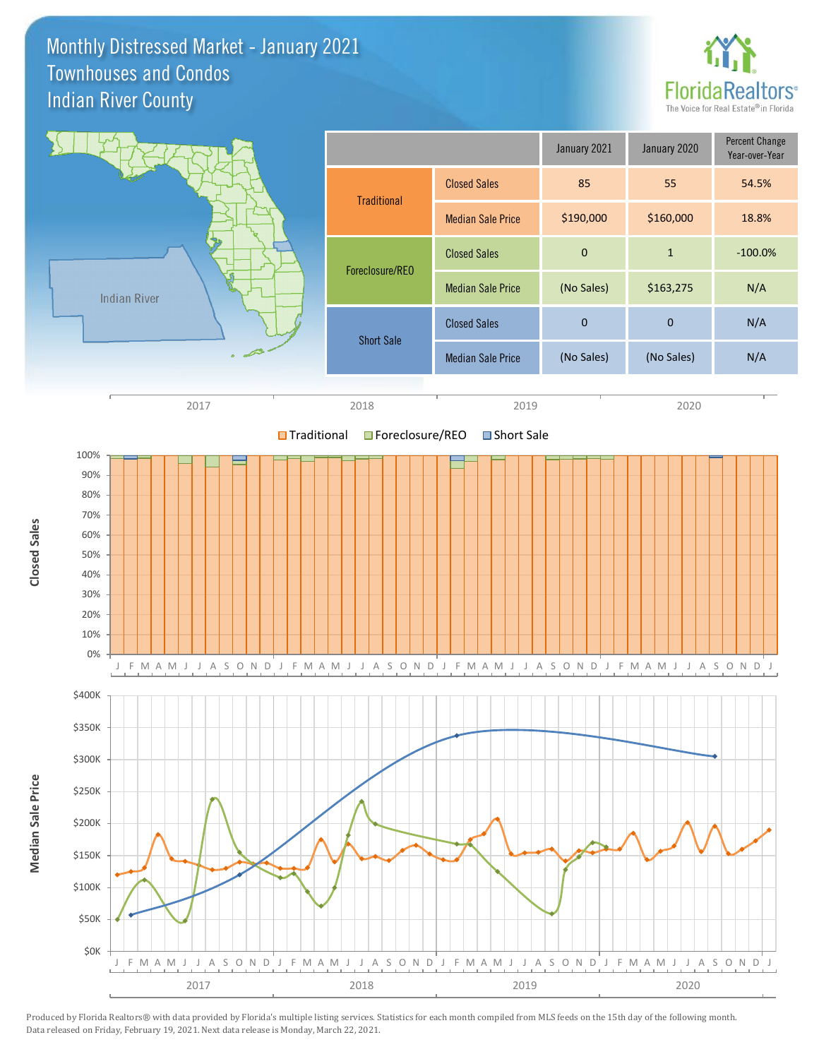# Monthly Distressed Market - January 2021
## Townhouses and Condos
## Indian River County

FloridaRealtors®
The Voice for Real Estate® in Florida

Indian River

| | | January 2021 | January 2020 | Percent Change Year-over-Year |
|---|---|---|---|---|
| Traditional | Closed Sales | 85 | 55 | 54.5% |
| | Median Sale Price | $190,000 | $160,000 | 18.8% |
| Foreclosure/REO | Closed Sales | 0 | 1 | -100.0% |
| | Median Sale Price | (No Sales) | $163,275 | N/A |
| Short Sale | Closed Sales | 0 | 0 | N/A |
| | Median Sale Price | (No Sales) | (No Sales) | N/A |

2017 2018 2019 2020

Traditional Foreclosure/REO Short Sale

Closed Sales

100% 90% 80% 70% 60% 50% 40% 30% 20% 10% 0%

J F M A M J J A S O N D J F M A M J J A S O N D J F M A M J J A S O N D J F M A M J J A S O N D J

Median Sale Price

$400K $350K $300K $250K $200K $150K $100K $50K $0K

J F M A M J J A S O N D J F M A M J J A S O N D J F M A M J J A S O N D J F M A M J J A S O N D J

2017 2018 2019 2020

Produced by Florida Realtors® with data provided by Florida's multiple listing services. Statistics for each month compiled from MLS feeds on the 15th day of the following month. Data released on Friday, February 19, 2021. Next data release is Monday, March 22, 2021.